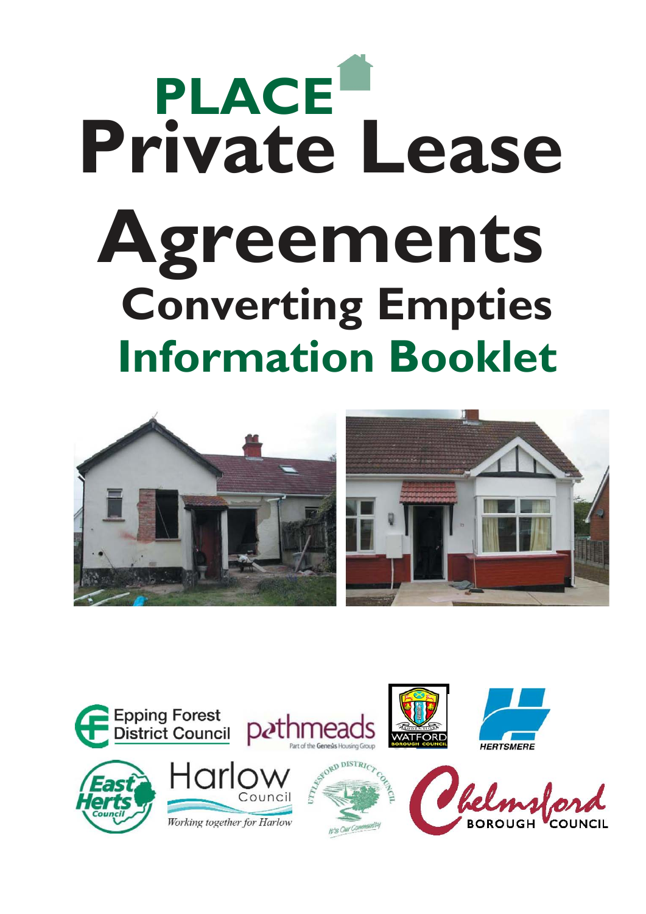# PLACE Private Lease Agreements

## Converting Empties

## Information Booklet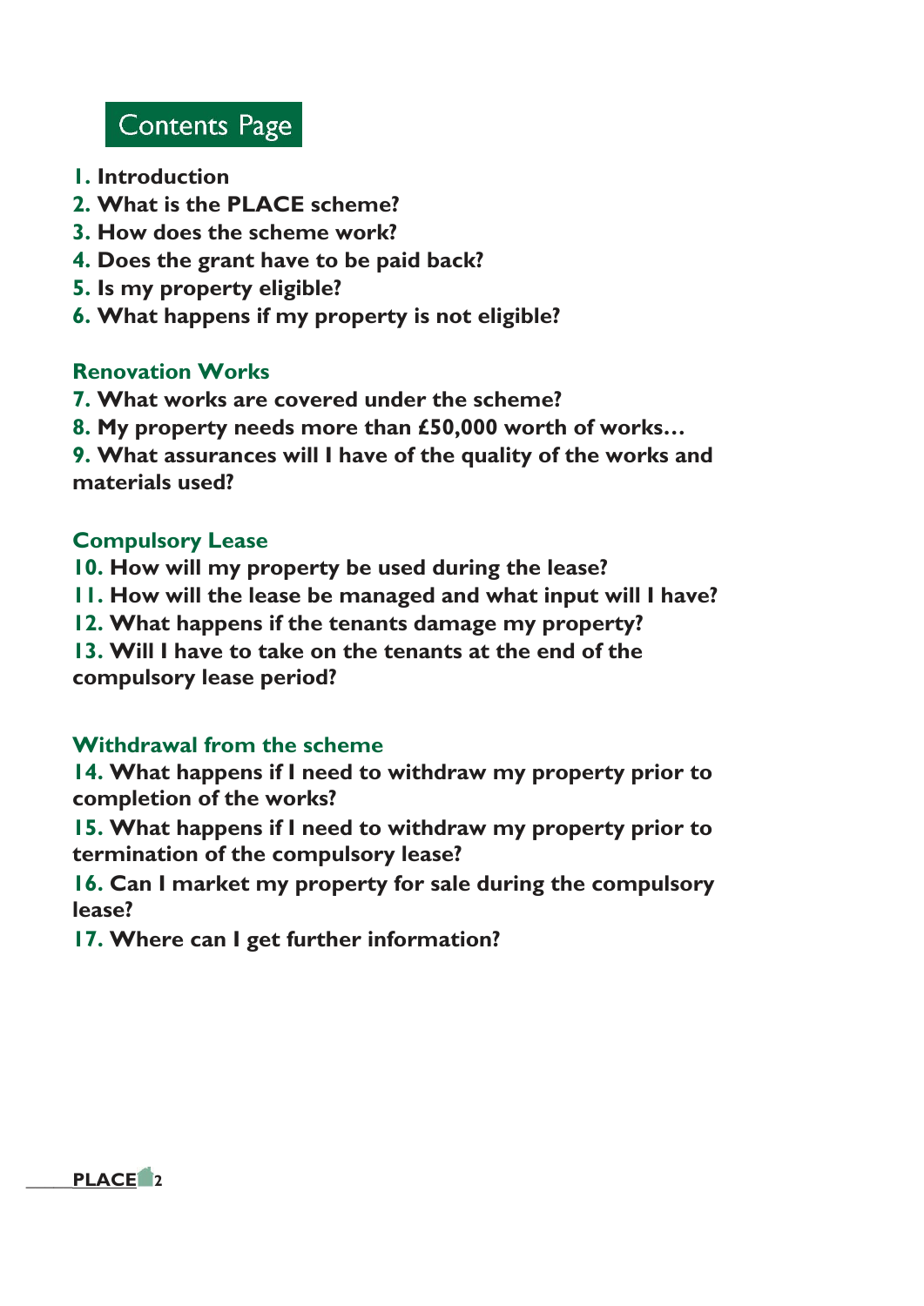# Contents Page

**1. Introduction**
**2. What is the PLACE scheme?**
**3. How does the scheme work?**
**4. Does the grant have to be paid back?**
**5. Is my property eligible?**
**6. What happens if my property is not eligible?**

## Renovation Works

**7. What works are covered under the scheme?**
**8. My property needs more than £50,000 worth of works…**
**9. What assurances will I have of the quality of the works and materials used?**

## Compulsory Lease

**10. How will my property be used during the lease?**
**11. How will the lease be managed and what input will I have?**
**12. What happens if the tenants damage my property?**
**13. Will I have to take on the tenants at the end of the compulsory lease period?**

## Withdrawal from the scheme

**14. What happens if I need to withdraw my property prior to completion of the works?**
**15. What happens if I need to withdraw my property prior to termination of the compulsory lease?**
**16. Can I market my property for sale during the compulsory lease?**
**17. Where can I get further information?**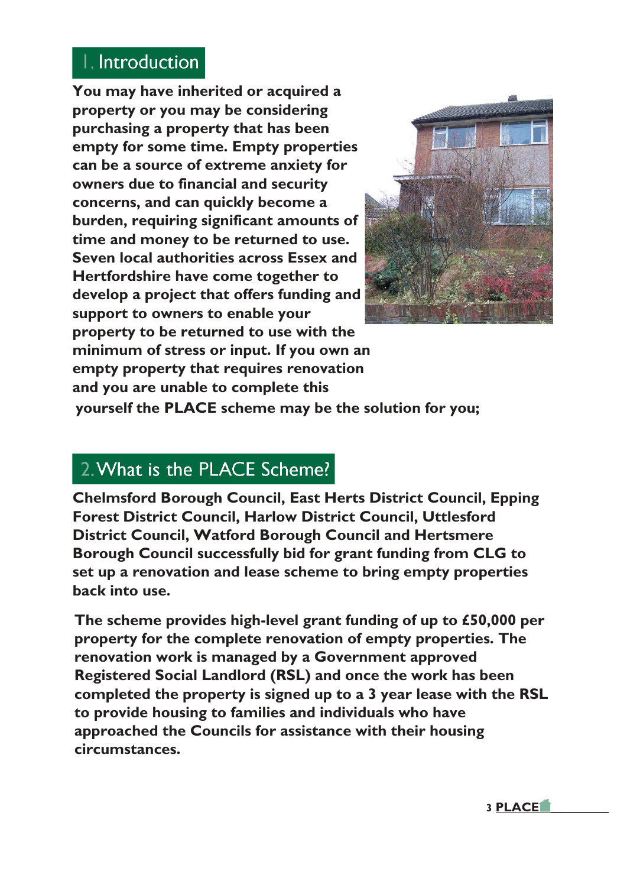## 1. Introduction

**You may have inherited or acquired a property or you may be considering purchasing a property that has been empty for some time. Empty properties can be a source of extreme anxiety for owners due to financial and security concerns, and can quickly become a burden, requiring significant amounts of time and money to be returned to use. Seven local authorities across Essex and Hertfordshire have come together to develop a project that offers funding and support to owners to enable your property to be returned to use with the minimum of stress or input. If you own an empty property that requires renovation and you are unable to complete this yourself the PLACE scheme may be the solution for you;**

## 2. What is the PLACE Scheme?

**Chelmsford Borough Council, East Herts District Council, Epping Forest District Council, Harlow District Council, Uttlesford District Council, Watford Borough Council and Hertsmere Borough Council successfully bid for grant funding from CLG to set up a renovation and lease scheme to bring empty properties back into use.**

**The scheme provides high-level grant funding of up to £50,000 per property for the complete renovation of empty properties. The renovation work is managed by a Government approved Registered Social Landlord (RSL) and once the work has been completed the property is signed up to a 3 year lease with the RSL to provide housing to families and individuals who have approached the Councils for assistance with their housing circumstances.**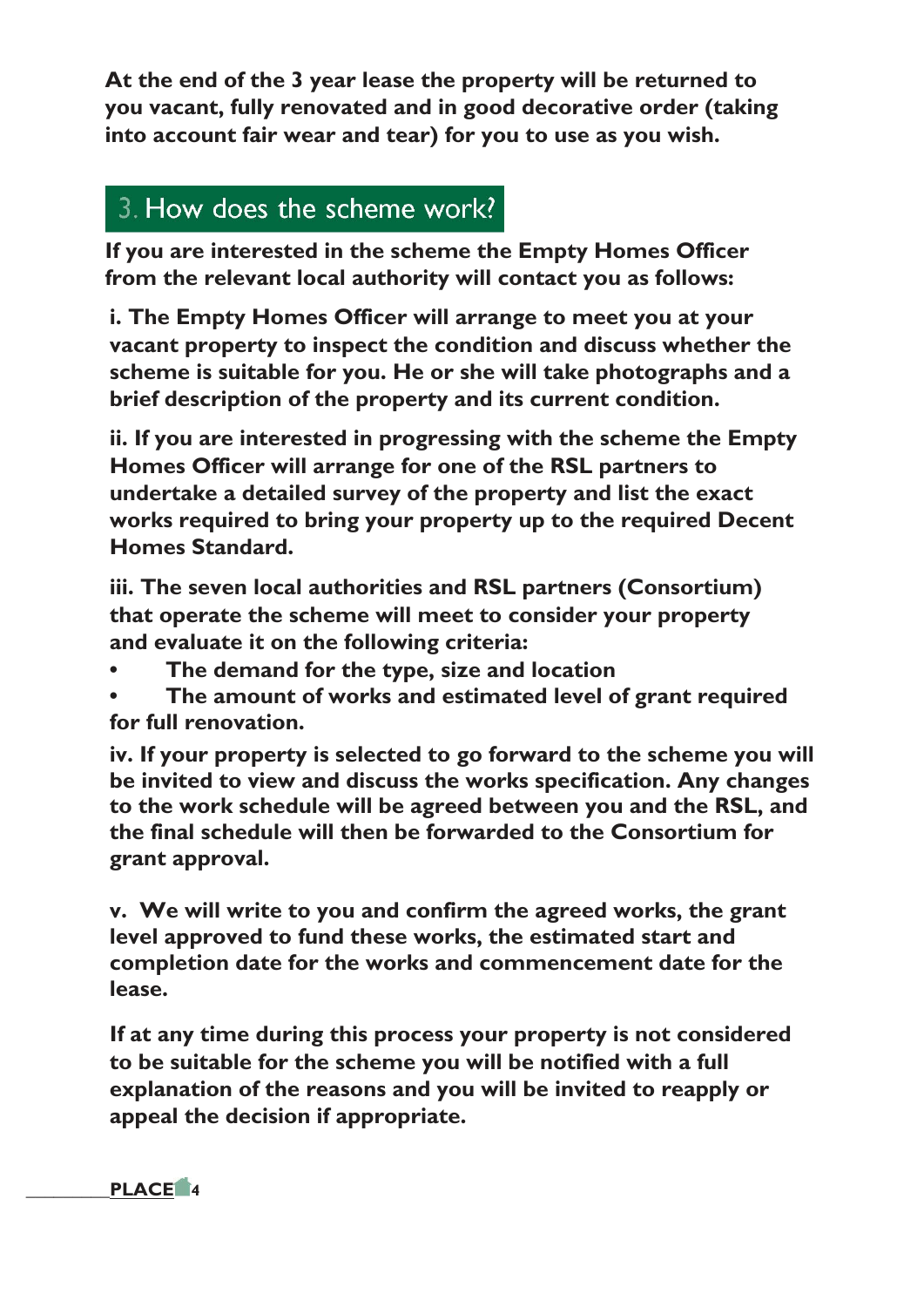**At the end of the 3 year lease the property will be returned to you vacant, fully renovated and in good decorative order (taking into account fair wear and tear) for you to use as you wish.**

## 3. How does the scheme work?

**If you are interested in the scheme the Empty Homes Officer from the relevant local authority will contact you as follows:**

**i. The Empty Homes Officer will arrange to meet you at your vacant property to inspect the condition and discuss whether the scheme is suitable for you. He or she will take photographs and a brief description of the property and its current condition.**

**ii. If you are interested in progressing with the scheme the Empty Homes Officer will arrange for one of the RSL partners to undertake a detailed survey of the property and list the exact works required to bring your property up to the required Decent Homes Standard.**

**iii. The seven local authorities and RSL partners (Consortium) that operate the scheme will meet to consider your property and evaluate it on the following criteria:**

- **The demand for the type, size and location**
- **The amount of works and estimated level of grant required for full renovation.**

**iv. If your property is selected to go forward to the scheme you will be invited to view and discuss the works specification. Any changes to the work schedule will be agreed between you and the RSL, and the final schedule will then be forwarded to the Consortium for grant approval.**

**v. We will write to you and confirm the agreed works, the grant level approved to fund these works, the estimated start and completion date for the works and commencement date for the lease.**

**If at any time during this process your property is not considered to be suitable for the scheme you will be notified with a full explanation of the reasons and you will be invited to reapply or appeal the decision if appropriate.**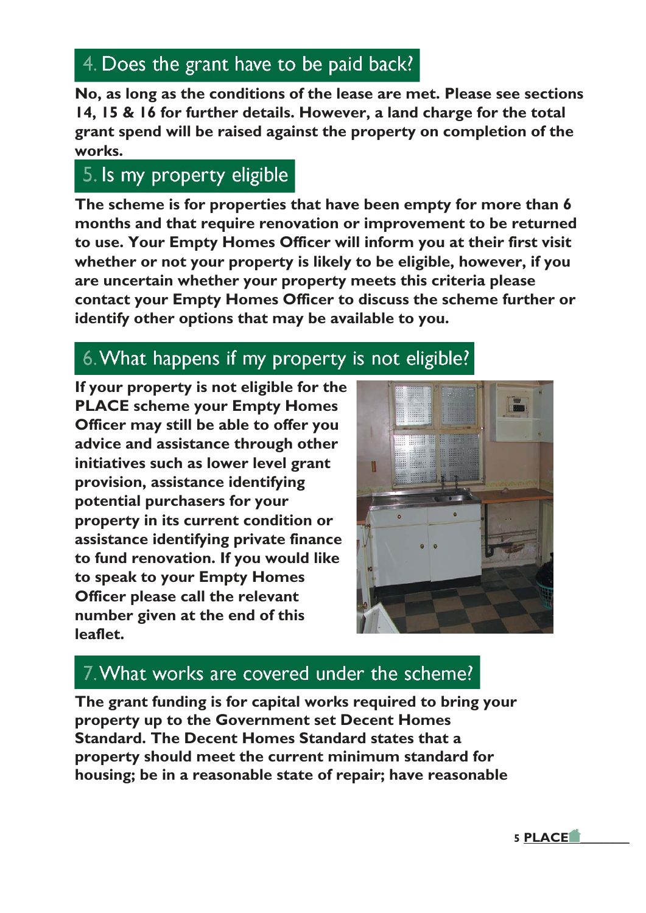## 4. Does the grant have to be paid back?

**No, as long as the conditions of the lease are met. Please see sections 14, 15 & 16 for further details. However, a land charge for the total grant spend will be raised against the property on completion of the works.**

## 5. Is my property eligible

**The scheme is for properties that have been empty for more than 6 months and that require renovation or improvement to be returned to use. Your Empty Homes Officer will inform you at their first visit whether or not your property is likely to be eligible, however, if you are uncertain whether your property meets this criteria please contact your Empty Homes Officer to discuss the scheme further or identify other options that may be available to you.**

## 6. What happens if my property is not eligible?

**If your property is not eligible for the PLACE scheme your Empty Homes Officer may still be able to offer you advice and assistance through other initiatives such as lower level grant provision, assistance identifying potential purchasers for your property in its current condition or assistance identifying private finance to fund renovation. If you would like to speak to your Empty Homes Officer please call the relevant number given at the end of this leaflet.**

## 7. What works are covered under the scheme?

**The grant funding is for capital works required to bring your property up to the Government set Decent Homes Standard. The Decent Homes Standard states that a property should meet the current minimum standard for housing; be in a reasonable state of repair; have reasonable**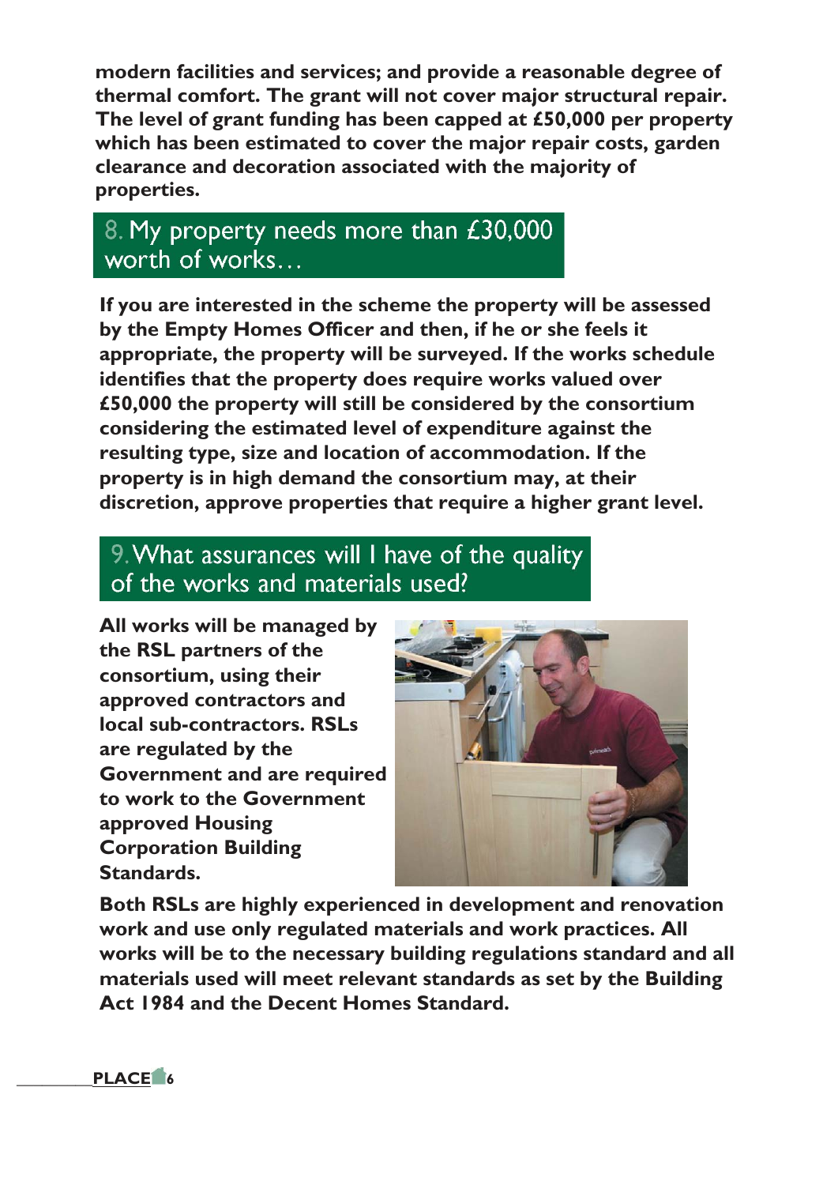**modern facilities and services; and provide a reasonable degree of thermal comfort. The grant will not cover major structural repair. The level of grant funding has been capped at £50,000 per property which has been estimated to cover the major repair costs, garden clearance and decoration associated with the majority of properties.**

## 8. My property needs more than £30,000 worth of works…

**If you are interested in the scheme the property will be assessed by the Empty Homes Officer and then, if he or she feels it appropriate, the property will be surveyed. If the works schedule identifies that the property does require works valued over £50,000 the property will still be considered by the consortium considering the estimated level of expenditure against the resulting type, size and location of accommodation. If the property is in high demand the consortium may, at their discretion, approve properties that require a higher grant level.**

## 9. What assurances will I have of the quality of the works and materials used?

**All works will be managed by the RSL partners of the consortium, using their approved contractors and local sub-contractors. RSLs are regulated by the Government and are required to work to the Government approved Housing Corporation Building Standards.**

**Both RSLs are highly experienced in development and renovation work and use only regulated materials and work practices. All works will be to the necessary building regulations standard and all materials used will meet relevant standards as set by the Building Act 1984 and the Decent Homes Standard.**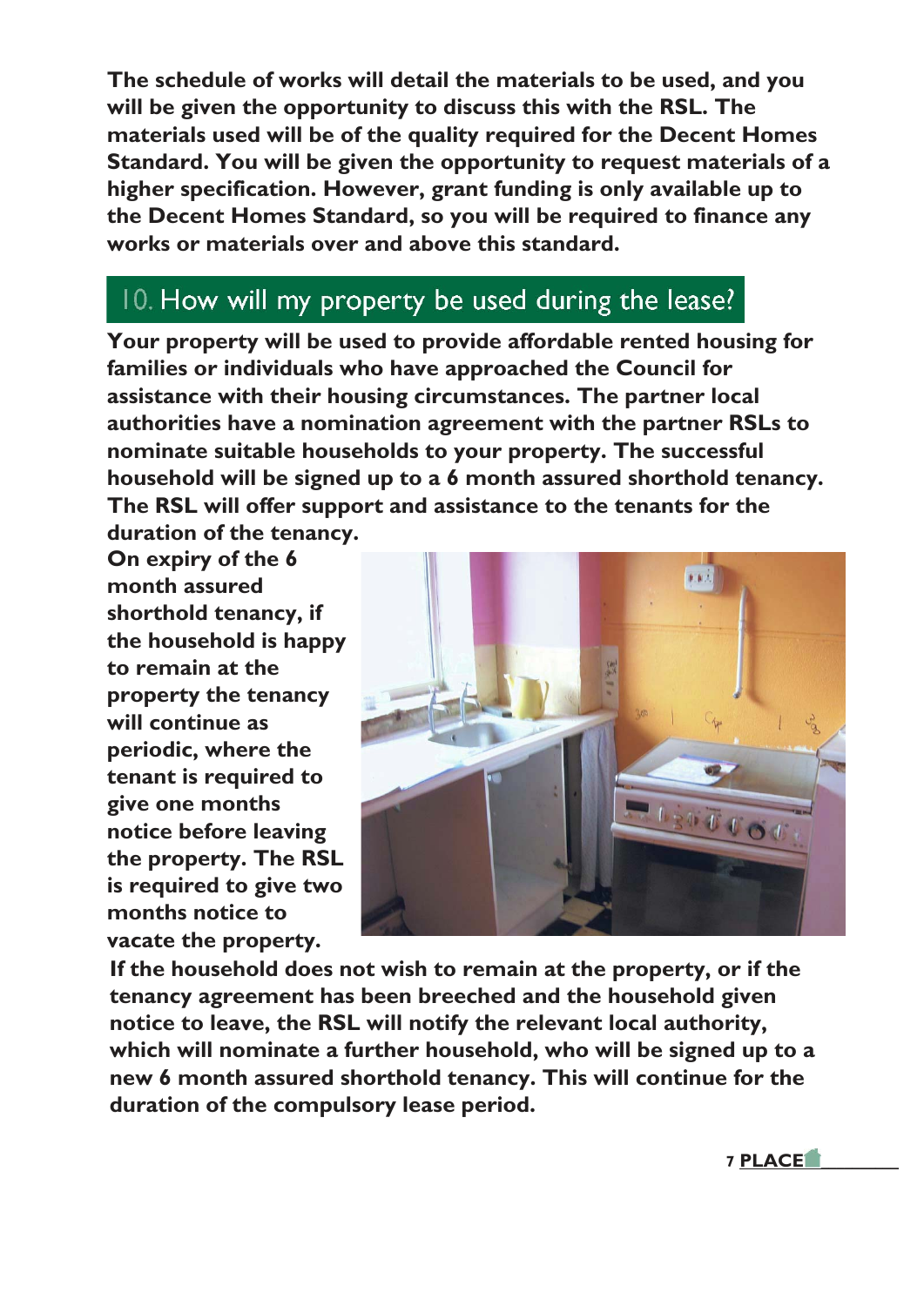**The schedule of works will detail the materials to be used, and you will be given the opportunity to discuss this with the RSL. The materials used will be of the quality required for the Decent Homes Standard. You will be given the opportunity to request materials of a higher specification. However, grant funding is only available up to the Decent Homes Standard, so you will be required to finance any works or materials over and above this standard.**

## 10. How will my property be used during the lease?

**Your property will be used to provide affordable rented housing for families or individuals who have approached the Council for assistance with their housing circumstances. The partner local authorities have a nomination agreement with the partner RSLs to nominate suitable households to your property. The successful household will be signed up to a 6 month assured shorthold tenancy. The RSL will offer support and assistance to the tenants for the duration of the tenancy.**

**On expiry of the 6 month assured shorthold tenancy, if the household is happy to remain at the property the tenancy will continue as periodic, where the tenant is required to give one months notice before leaving the property. The RSL is required to give two months notice to vacate the property.**

**If the household does not wish to remain at the property, or if the tenancy agreement has been breeched and the household given notice to leave, the RSL will notify the relevant local authority, which will nominate a further household, who will be signed up to a new 6 month assured shorthold tenancy. This will continue for the duration of the compulsory lease period.**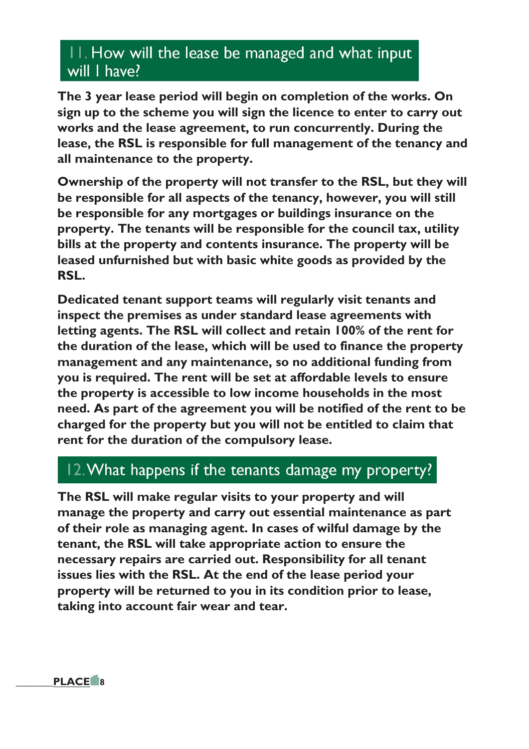## 11. How will the lease be managed and what input will I have?

**The 3 year lease period will begin on completion of the works. On sign up to the scheme you will sign the licence to enter to carry out works and the lease agreement, to run concurrently. During the lease, the RSL is responsible for full management of the tenancy and all maintenance to the property.**

**Ownership of the property will not transfer to the RSL, but they will be responsible for all aspects of the tenancy, however, you will still be responsible for any mortgages or buildings insurance on the property. The tenants will be responsible for the council tax, utility bills at the property and contents insurance. The property will be leased unfurnished but with basic white goods as provided by the RSL.**

**Dedicated tenant support teams will regularly visit tenants and inspect the premises as under standard lease agreements with letting agents. The RSL will collect and retain 100% of the rent for the duration of the lease, which will be used to finance the property management and any maintenance, so no additional funding from you is required. The rent will be set at affordable levels to ensure the property is accessible to low income households in the most need. As part of the agreement you will be notified of the rent to be charged for the property but you will not be entitled to claim that rent for the duration of the compulsory lease.**

## 12. What happens if the tenants damage my property?

**The RSL will make regular visits to your property and will manage the property and carry out essential maintenance as part of their role as managing agent. In cases of wilful damage by the tenant, the RSL will take appropriate action to ensure the necessary repairs are carried out. Responsibility for all tenant issues lies with the RSL. At the end of the lease period your property will be returned to you in its condition prior to lease, taking into account fair wear and tear.**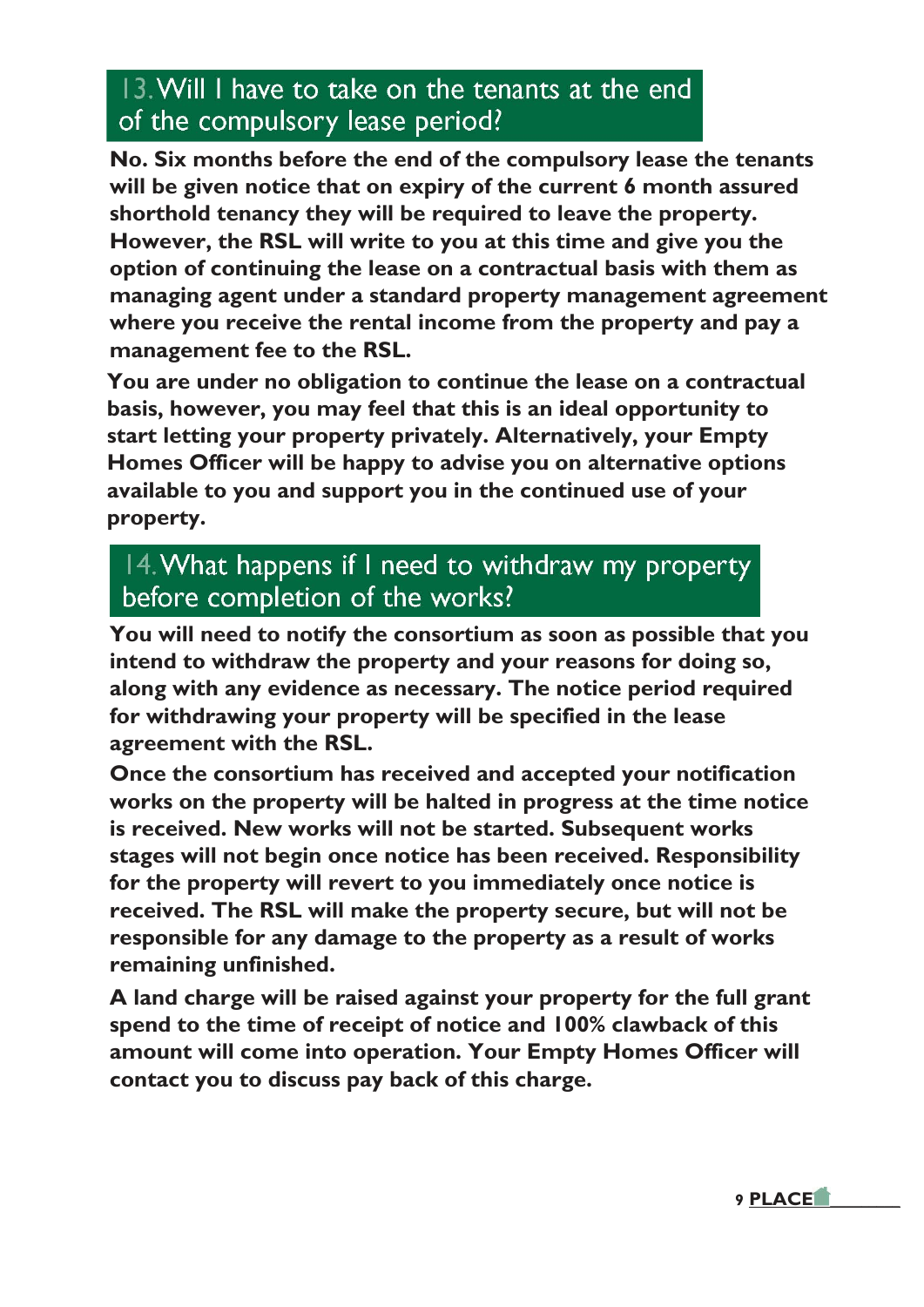## 13. Will I have to take on the tenants at the end of the compulsory lease period?

**No. Six months before the end of the compulsory lease the tenants will be given notice that on expiry of the current 6 month assured shorthold tenancy they will be required to leave the property. However, the RSL will write to you at this time and give you the option of continuing the lease on a contractual basis with them as managing agent under a standard property management agreement where you receive the rental income from the property and pay a management fee to the RSL.**

**You are under no obligation to continue the lease on a contractual basis, however, you may feel that this is an ideal opportunity to start letting your property privately. Alternatively, your Empty Homes Officer will be happy to advise you on alternative options available to you and support you in the continued use of your property.**

## 14. What happens if I need to withdraw my property before completion of the works?

**You will need to notify the consortium as soon as possible that you intend to withdraw the property and your reasons for doing so, along with any evidence as necessary. The notice period required for withdrawing your property will be specified in the lease agreement with the RSL.**

**Once the consortium has received and accepted your notification works on the property will be halted in progress at the time notice is received. New works will not be started. Subsequent works stages will not begin once notice has been received. Responsibility for the property will revert to you immediately once notice is received. The RSL will make the property secure, but will not be responsible for any damage to the property as a result of works remaining unfinished.**

**A land charge will be raised against your property for the full grant spend to the time of receipt of notice and 100% clawback of this amount will come into operation. Your Empty Homes Officer will contact you to discuss pay back of this charge.**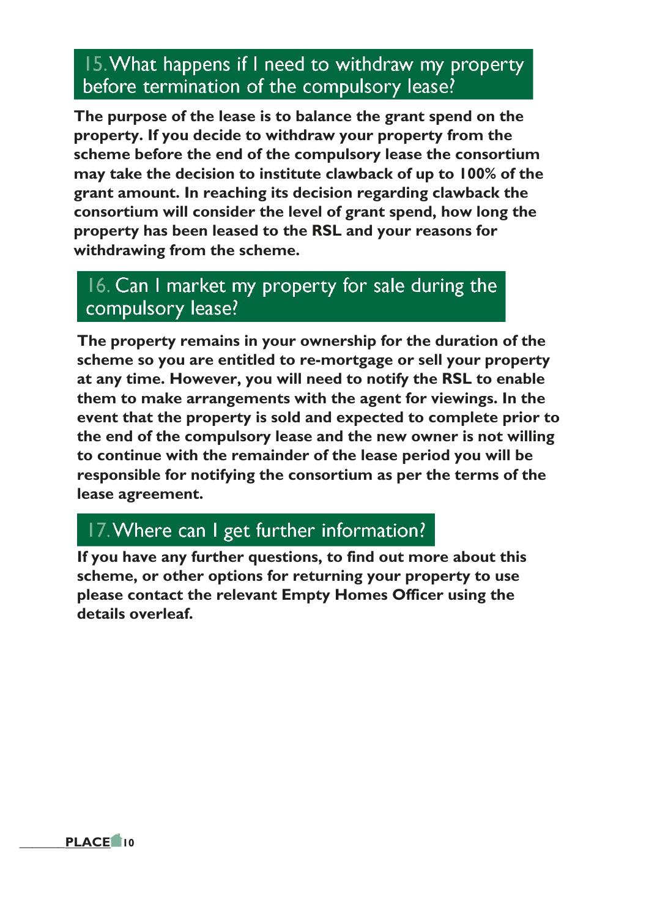## 15. What happens if I need to withdraw my property before termination of the compulsory lease?

**The purpose of the lease is to balance the grant spend on the property. If you decide to withdraw your property from the scheme before the end of the compulsory lease the consortium may take the decision to institute clawback of up to 100% of the grant amount. In reaching its decision regarding clawback the consortium will consider the level of grant spend, how long the property has been leased to the RSL and your reasons for withdrawing from the scheme.**

## 16. Can I market my property for sale during the compulsory lease?

**The property remains in your ownership for the duration of the scheme so you are entitled to re-mortgage or sell your property at any time. However, you will need to notify the RSL to enable them to make arrangements with the agent for viewings. In the event that the property is sold and expected to complete prior to the end of the compulsory lease and the new owner is not willing to continue with the remainder of the lease period you will be responsible for notifying the consortium as per the terms of the lease agreement.**

## 17. Where can I get further information?

**If you have any further questions, to find out more about this scheme, or other options for returning your property to use please contact the relevant Empty Homes Officer using the details overleaf.**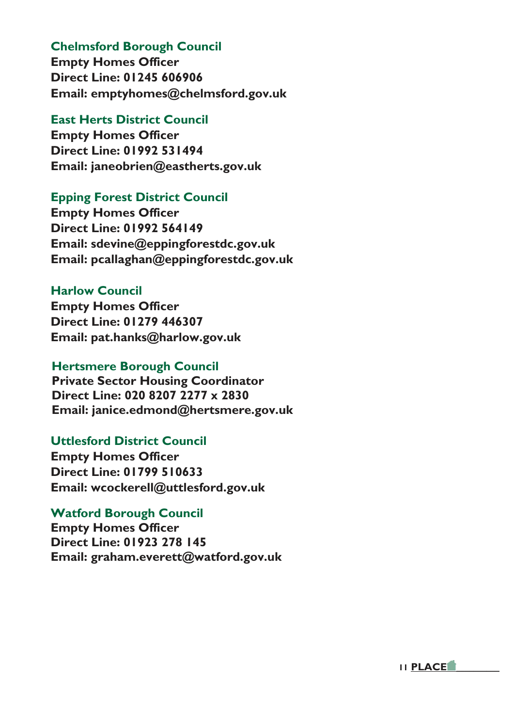### Chelmsford Borough Council

**Empty Homes Officer**
**Direct Line: 01245 606906**
**Email: emptyhomes@chelmsford.gov.uk**

### East Herts District Council

**Empty Homes Officer**
**Direct Line: 01992 531494**
**Email: janeobrien@eastherts.gov.uk**

### Epping Forest District Council

**Empty Homes Officer**
**Direct Line: 01992 564149**
**Email: sdevine@eppingforestdc.gov.uk**
**Email: pcallaghan@eppingforestdc.gov.uk**

### Harlow Council

**Empty Homes Officer**
**Direct Line: 01279 446307**
**Email: pat.hanks@harlow.gov.uk**

### Hertsmere Borough Council

**Private Sector Housing Coordinator**
**Direct Line: 020 8207 2277 x 2830**
**Email: janice.edmond@hertsmere.gov.uk**

### Uttlesford District Council

**Empty Homes Officer**
**Direct Line: 01799 510633**
**Email: wcockerell@uttlesford.gov.uk**

### Watford Borough Council

**Empty Homes Officer**
**Direct Line: 01923 278 145**
**Email: graham.everett@watford.gov.uk**